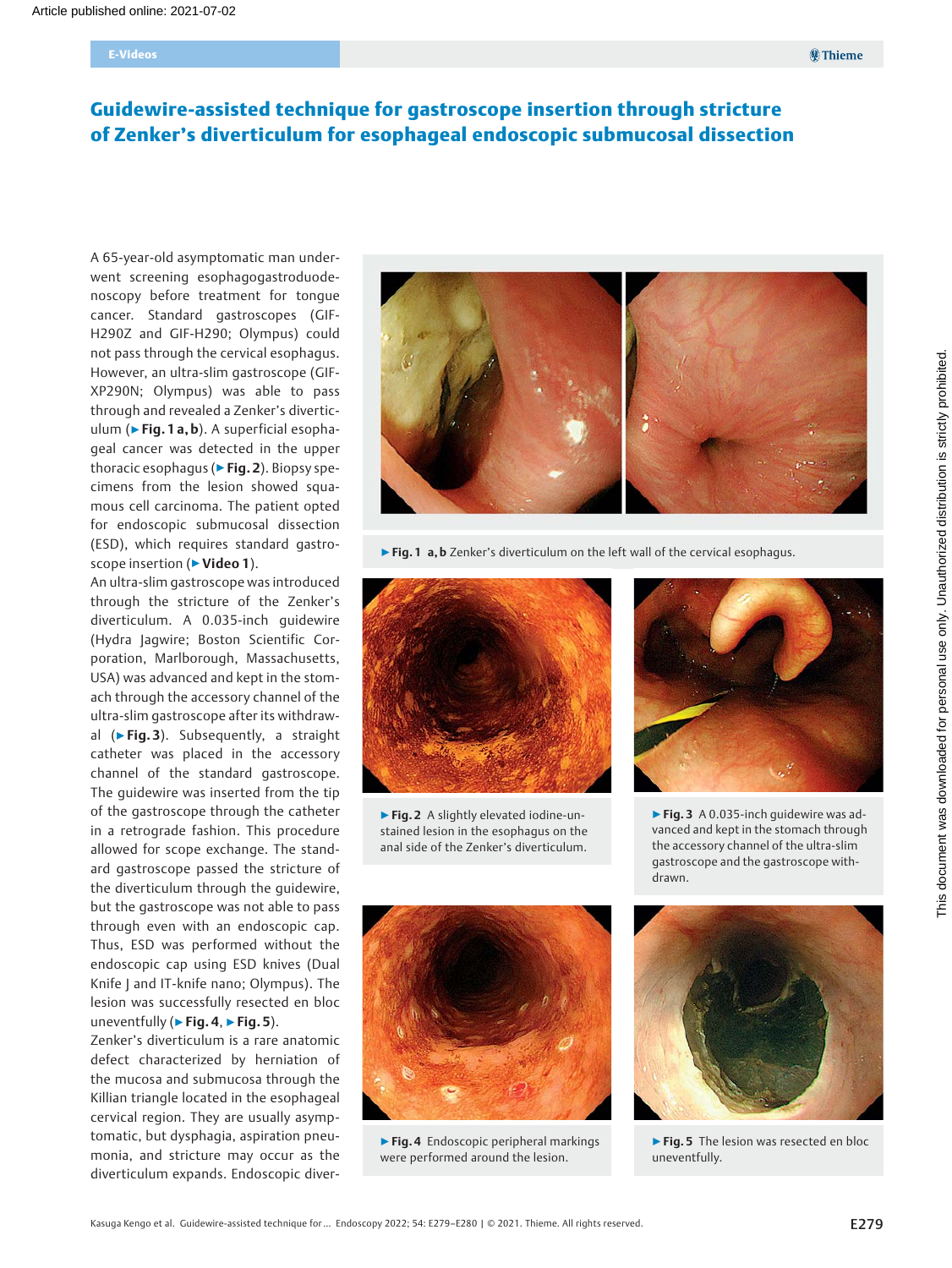E-Videos

# Guidewire-assisted technique for gastroscope insertion through stricture of Zenker's diverticulum for esophageal endoscopic submucosal dissection

A 65-year-old asymptomatic man underwent screening esophagogastroduodenoscopy before treatment for tongue cancer. Standard gastroscopes (GIF-H290Z and GIF-H290; Olympus) could not pass through the cervical esophagus. However, an ultra-slim gastroscope (GIF-XP290N; Olympus) was able to pass through and revealed a Zenker's diverticulum (▶Fig. 1 a, b). A superficial esophageal cancer was detected in the upper thoracic esophagus (▶Fig. 2). Biopsy specimens from the lesion showed squamous cell carcinoma. The patient opted for endoscopic submucosal dissection (ESD), which requires standard gastroscope insertion (▶Video 1).

An ultra-slim gastroscope was introduced through the stricture of the Zenker's diverticulum. A 0.035-inch guidewire (Hydra Jagwire; Boston Scientific Corporation, Marlborough, Massachusetts, USA) was advanced and kept in the stomach through the accessory channel of the ultra-slim gastroscope after its withdrawal (▶Fig. 3). Subsequently, a straight catheter was placed in the accessory channel of the standard gastroscope. The guidewire was inserted from the tip of the gastroscope through the catheter in a retrograde fashion. This procedure allowed for scope exchange. The standard gastroscope passed the stricture of the diverticulum through the guidewire, but the gastroscope was not able to pass through even with an endoscopic cap. Thus, ESD was performed without the endoscopic cap using ESD knives (Dual Knife J and IT-knife nano; Olympus). The lesion was successfully resected en bloc uneventfully (▶Fig. 4, ▶Fig. 5).

Zenker's diverticulum is a rare anatomic defect characterized by herniation of the mucosa and submucosa through the Killian triangle located in the esophageal cervical region. They are usually asymptomatic, but dysphagia, aspiration pneumonia, and stricture may occur as the diverticulum expands. Endoscopic diver-

▶Fig. 1 a, b Zenker's diverticulum on the left wall of the cervical esophagus.

▶Fig. 2 A slightly elevated iodine-unstained lesion in the esophagus on the anal side of the Zenker's diverticulum.

▶Fig. 3 A 0.035-inch guidewire was advanced and kept in the stomach through the accessory channel of the ultra-slim gastroscope and the gastroscope withdrawn.

▶Fig. 4 Endoscopic peripheral markings were performed around the lesion.

▶Fig. 5 The lesion was resected en bloc uneventfully.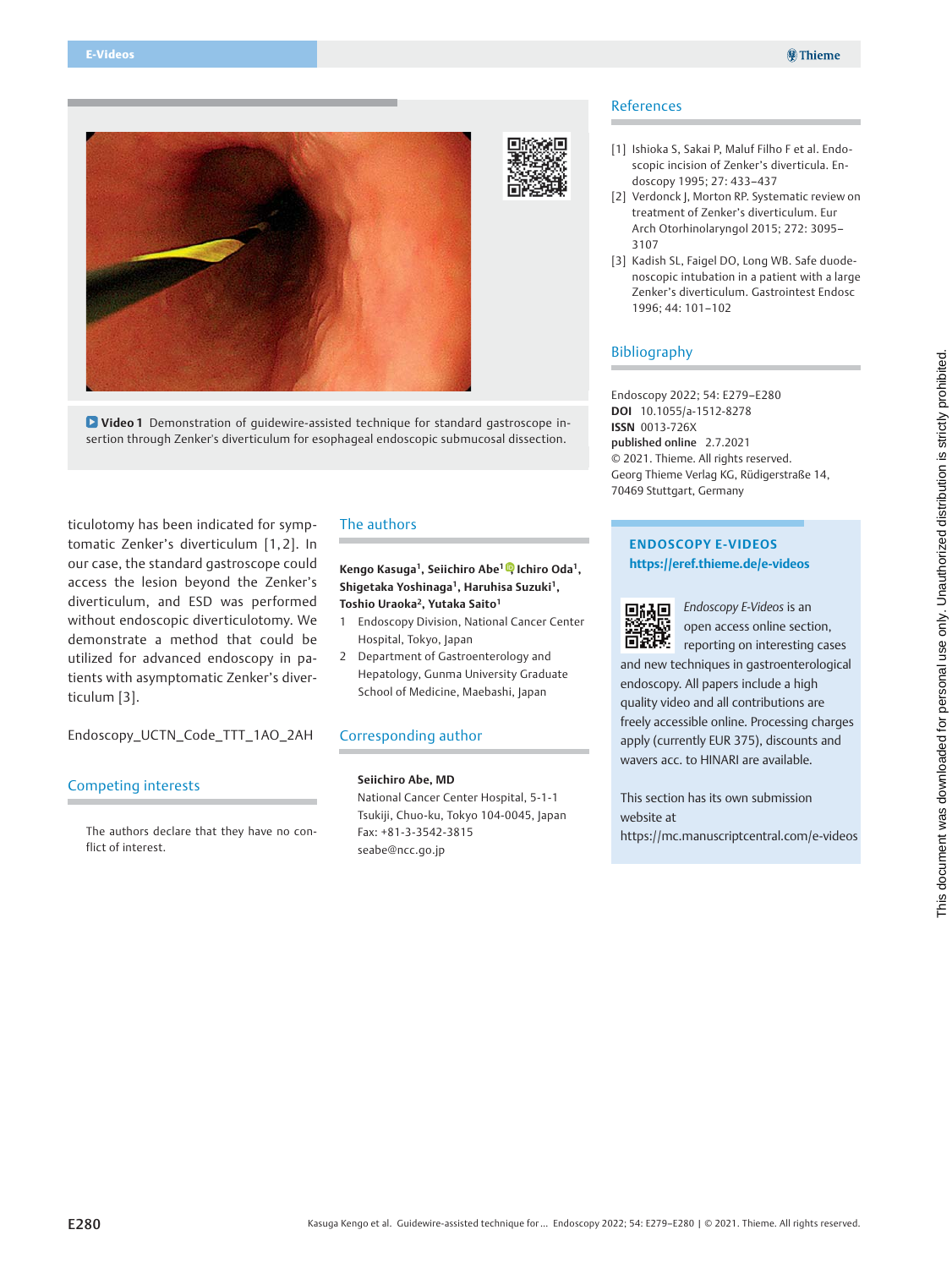**Video 1** Demonstration of guidewire-assisted technique for standard gastroscope insertion through Zenker's diverticulum for esophageal endoscopic submucosal dissection.

ticulotomy has been indicated for symptomatic Zenker's diverticulum [1, 2]. In our case, the standard gastroscope could access the lesion beyond the Zenker's diverticulum, and ESD was performed without endoscopic diverticulotomy. We demonstrate a method that could be utilized for advanced endoscopy in patients with asymptomatic Zenker's diverticulum [3].

Endoscopy_UCTN_Code_TTT_1AO_2AH

## Competing interests

The authors declare that they have no conflict of interest.

## The authors

**Kengo Kasuga[1], Seiichiro Abe[1], Ichiro Oda[1], Shigetaka Yoshinaga[1], Haruhisa Suzuki[1], Toshio Uraoka[2], Yutaka Saito[1]**

1. Endoscopy Division, National Cancer Center Hospital, Tokyo, Japan
2. Department of Gastroenterology and Hepatology, Gunma University Graduate School of Medicine, Maebashi, Japan

## Corresponding author

**Seiichiro Abe, MD**
National Cancer Center Hospital, 5-1-1 Tsukiji, Chuo-ku, Tokyo 104-0045, Japan
Fax: +81-3-3542-3815
seabe@ncc.go.jp

## References

[1] Ishioka S, Sakai P, Maluf Filho F et al. Endoscopic incision of Zenker's diverticula. Endoscopy 1995; 27: 433–437

[2] Verdonck J, Morton RP. Systematic review on treatment of Zenker's diverticulum. Eur Arch Otorhinolaryngol 2015; 272: 3095–3107

[3] Kadish SL, Faigel DO, Long WB. Safe duodenoscopic intubation in a patient with a large Zenker's diverticulum. Gastrointest Endosc 1996; 44: 101–102

## Bibliography

Endoscopy 2022; 54: E279–E280
**DOI** 10.1055/a-1512-8278
**ISSN** 0013-726X
**published online** 2.7.2021
© 2021. Thieme. All rights reserved.
Georg Thieme Verlag KG, Rüdigerstraße 14, 70469 Stuttgart, Germany

**ENDOSCOPY E-VIDEOS**
**https://eref.thieme.de/e-videos**

*Endoscopy E-Videos* is an open access online section, reporting on interesting cases and new techniques in gastroenterological endoscopy. All papers include a high quality video and all contributions are freely accessible online. Processing charges apply (currently EUR 375), discounts and wavers acc. to HINARI are available.

This section has its own submission website at
https://mc.manuscriptcentral.com/e-videos